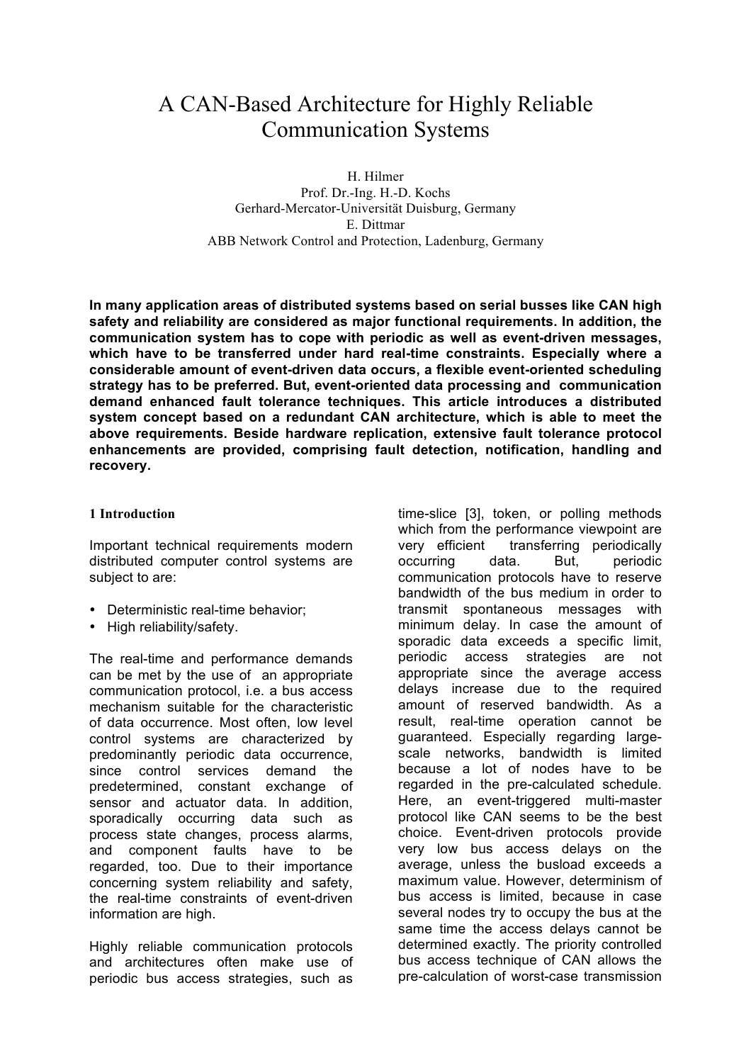# A CAN-Based Architecture for Highly Reliable Communication Systems

H. Hilmer
Prof. Dr.-Ing. H.-D. Kochs
Gerhard-Mercator-Universität Duisburg, Germany
E. Dittmar
ABB Network Control and Protection, Ladenburg, Germany

**In many application areas of distributed systems based on serial busses like CAN high safety and reliability are considered as major functional requirements. In addition, the communication system has to cope with periodic as well as event-driven messages, which have to be transferred under hard real-time constraints. Especially where a considerable amount of event-driven data occurs, a flexible event-oriented scheduling strategy has to be preferred. But, event-oriented data processing and communication demand enhanced fault tolerance techniques. This article introduces a distributed system concept based on a redundant CAN architecture, which is able to meet the above requirements. Beside hardware replication, extensive fault tolerance protocol enhancements are provided, comprising fault detection, notification, handling and recovery.**

## 1 Introduction

Important technical requirements modern distributed computer control systems are subject to are:

- Deterministic real-time behavior;
- High reliability/safety.

The real-time and performance demands can be met by the use of an appropriate communication protocol, i.e. a bus access mechanism suitable for the characteristic of data occurrence. Most often, low level control systems are characterized by predominantly periodic data occurrence, since control services demand the predetermined, constant exchange of sensor and actuator data. In addition, sporadically occurring data such as process state changes, process alarms, and component faults have to be regarded, too. Due to their importance concerning system reliability and safety, the real-time constraints of event-driven information are high.

Highly reliable communication protocols and architectures often make use of periodic bus access strategies, such as time-slice [3], token, or polling methods which from the performance viewpoint are very efficient transferring periodically occurring data. But, periodic communication protocols have to reserve bandwidth of the bus medium in order to transmit spontaneous messages with minimum delay. In case the amount of sporadic data exceeds a specific limit, periodic access strategies are not appropriate since the average access delays increase due to the required amount of reserved bandwidth. As a result, real-time operation cannot be guaranteed. Especially regarding large-scale networks, bandwidth is limited because a lot of nodes have to be regarded in the pre-calculated schedule. Here, an event-triggered multi-master protocol like CAN seems to be the best choice. Event-driven protocols provide very low bus access delays on the average, unless the busload exceeds a maximum value. However, determinism of bus access is limited, because in case several nodes try to occupy the bus at the same time the access delays cannot be determined exactly. The priority controlled bus access technique of CAN allows the pre-calculation of worst-case transmission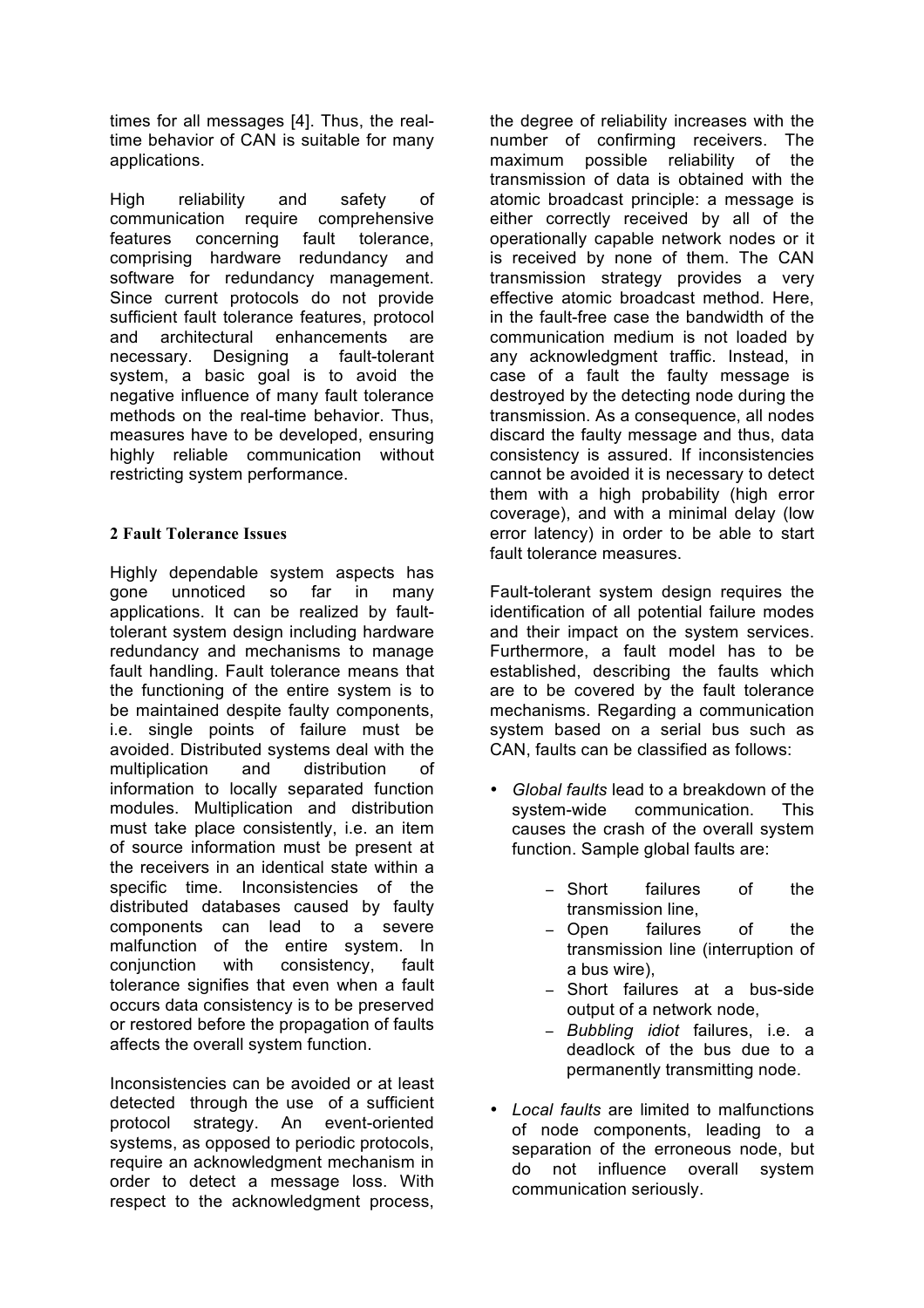times for all messages [4]. Thus, the real-time behavior of CAN is suitable for many applications.

High reliability and safety of communication require comprehensive features concerning fault tolerance, comprising hardware redundancy and software for redundancy management. Since current protocols do not provide sufficient fault tolerance features, protocol and architectural enhancements are necessary. Designing a fault-tolerant system, a basic goal is to avoid the negative influence of many fault tolerance methods on the real-time behavior. Thus, measures have to be developed, ensuring highly reliable communication without restricting system performance.

## 2 Fault Tolerance Issues

Highly dependable system aspects has gone unnoticed so far in many applications. It can be realized by fault-tolerant system design including hardware redundancy and mechanisms to manage fault handling. Fault tolerance means that the functioning of the entire system is to be maintained despite faulty components, i.e. single points of failure must be avoided. Distributed systems deal with the multiplication and distribution of information to locally separated function modules. Multiplication and distribution must take place consistently, i.e. an item of source information must be present at the receivers in an identical state within a specific time. Inconsistencies of the distributed databases caused by faulty components can lead to a severe malfunction of the entire system. In conjunction with consistency, fault tolerance signifies that even when a fault occurs data consistency is to be preserved or restored before the propagation of faults affects the overall system function.

Inconsistencies can be avoided or at least detected through the use of a sufficient protocol strategy. An event-oriented systems, as opposed to periodic protocols, require an acknowledgment mechanism in order to detect a message loss. With respect to the acknowledgment process, the degree of reliability increases with the number of confirming receivers. The maximum possible reliability of the transmission of data is obtained with the atomic broadcast principle: a message is either correctly received by all of the operationally capable network nodes or it is received by none of them. The CAN transmission strategy provides a very effective atomic broadcast method. Here, in the fault-free case the bandwidth of the communication medium is not loaded by any acknowledgment traffic. Instead, in case of a fault the faulty message is destroyed by the detecting node during the transmission. As a consequence, all nodes discard the faulty message and thus, data consistency is assured. If inconsistencies cannot be avoided it is necessary to detect them with a high probability (high error coverage), and with a minimal delay (low error latency) in order to be able to start fault tolerance measures.

Fault-tolerant system design requires the identification of all potential failure modes and their impact on the system services. Furthermore, a fault model has to be established, describing the faults which are to be covered by the fault tolerance mechanisms. Regarding a communication system based on a serial bus such as CAN, faults can be classified as follows:

- *Global faults* lead to a breakdown of the system-wide communication. This causes the crash of the overall system function. Sample global faults are:
  - Short failures of the transmission line,
  - Open failures of the transmission line (interruption of a bus wire),
  - Short failures at a bus-side output of a network node,
  - *Bubbling idiot* failures, i.e. a deadlock of the bus due to a permanently transmitting node.
- *Local faults* are limited to malfunctions of node components, leading to a separation of the erroneous node, but do not influence overall system communication seriously.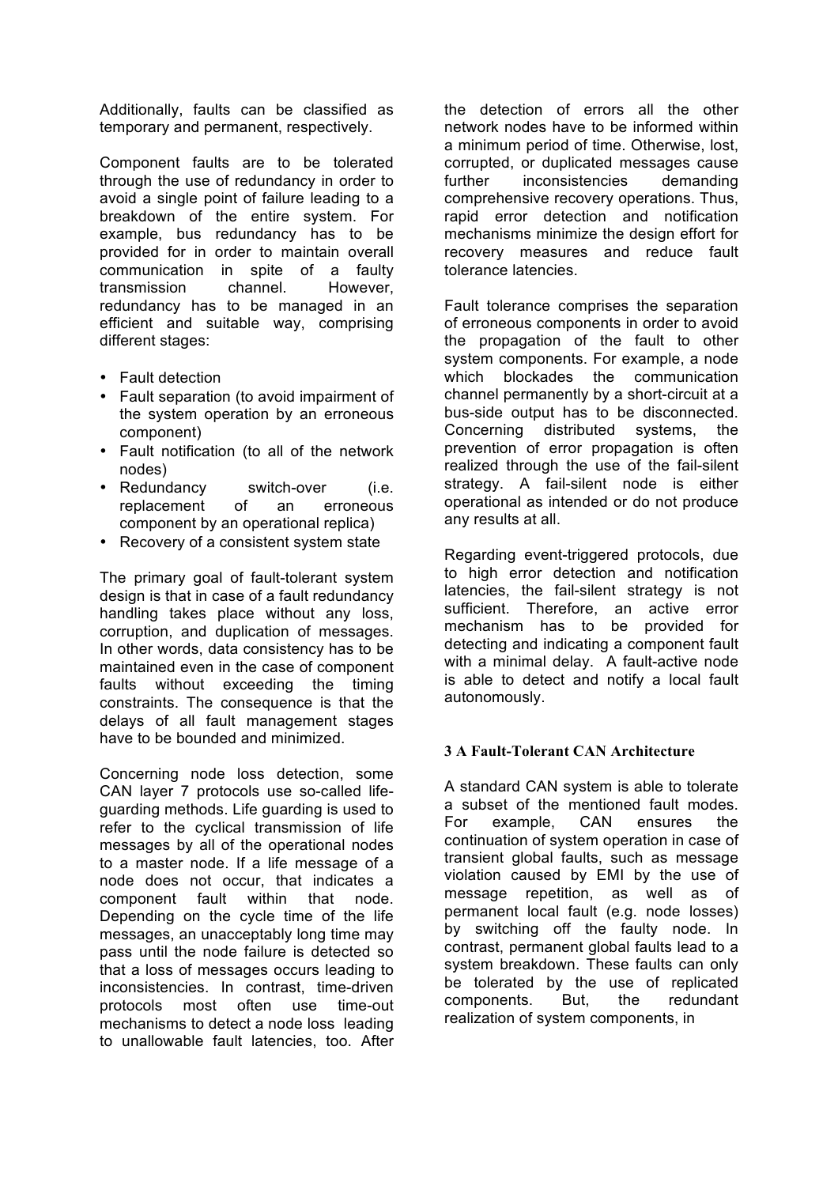Additionally, faults can be classified as temporary and permanent, respectively.

Component faults are to be tolerated through the use of redundancy in order to avoid a single point of failure leading to a breakdown of the entire system. For example, bus redundancy has to be provided for in order to maintain overall communication in spite of a faulty transmission channel. However, redundancy has to be managed in an efficient and suitable way, comprising different stages:

- Fault detection
- Fault separation (to avoid impairment of the system operation by an erroneous component)
- Fault notification (to all of the network nodes)
- Redundancy switch-over (i.e. replacement of an erroneous component by an operational replica)
- Recovery of a consistent system state

The primary goal of fault-tolerant system design is that in case of a fault redundancy handling takes place without any loss, corruption, and duplication of messages. In other words, data consistency has to be maintained even in the case of component faults without exceeding the timing constraints. The consequence is that the delays of all fault management stages have to be bounded and minimized.

Concerning node loss detection, some CAN layer 7 protocols use so-called life-guarding methods. Life guarding is used to refer to the cyclical transmission of life messages by all of the operational nodes to a master node. If a life message of a node does not occur, that indicates a component fault within that node. Depending on the cycle time of the life messages, an unacceptably long time may pass until the node failure is detected so that a loss of messages occurs leading to inconsistencies. In contrast, time-driven protocols most often use time-out mechanisms to detect a node loss leading to unallowable fault latencies, too. After the detection of errors all the other network nodes have to be informed within a minimum period of time. Otherwise, lost, corrupted, or duplicated messages cause further inconsistencies demanding comprehensive recovery operations. Thus, rapid error detection and notification mechanisms minimize the design effort for recovery measures and reduce fault tolerance latencies.

Fault tolerance comprises the separation of erroneous components in order to avoid the propagation of the fault to other system components. For example, a node which blockades the communication channel permanently by a short-circuit at a bus-side output has to be disconnected. Concerning distributed systems, the prevention of error propagation is often realized through the use of the fail-silent strategy. A fail-silent node is either operational as intended or do not produce any results at all.

Regarding event-triggered protocols, due to high error detection and notification latencies, the fail-silent strategy is not sufficient. Therefore, an active error mechanism has to be provided for detecting and indicating a component fault with a minimal delay. A fault-active node is able to detect and notify a local fault autonomously.

### 3 A Fault-Tolerant CAN Architecture

A standard CAN system is able to tolerate a subset of the mentioned fault modes. For example, CAN ensures the continuation of system operation in case of transient global faults, such as message violation caused by EMI by the use of message repetition, as well as of permanent local fault (e.g. node losses) by switching off the faulty node. In contrast, permanent global faults lead to a system breakdown. These faults can only be tolerated by the use of replicated components. But, the redundant realization of system components, in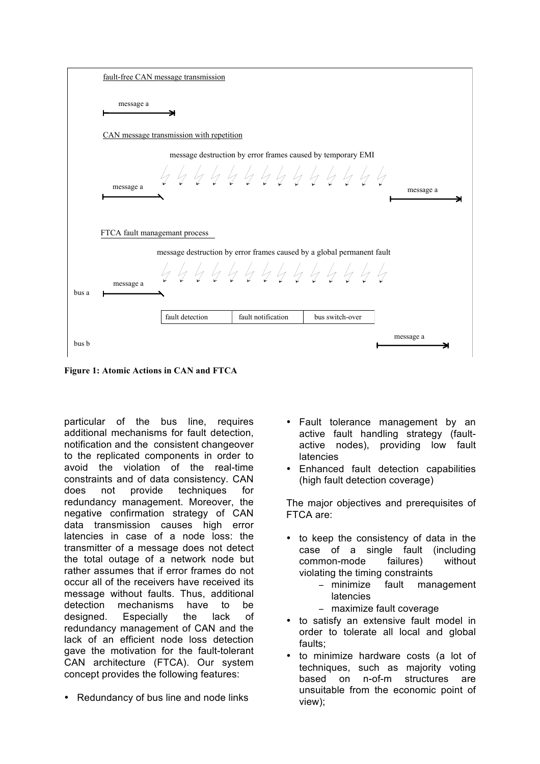fault-free CAN message transmission

message a

CAN message transmission with repetition

message destruction by error frames caused by temporary EMI

message a

message a

FTCA fault managemant process

message destruction by error frames caused by a global permanent fault

bus a

message a

fault detection | fault notification | bus switch-over

bus b

message a

**Figure 1: Atomic Actions in CAN and FTCA**

particular of the bus line, requires additional mechanisms for fault detection, notification and the consistent changeover to the replicated components in order to avoid the violation of the real-time constraints and of data consistency. CAN does not provide techniques for redundancy management. Moreover, the negative confirmation strategy of CAN data transmission causes high error latencies in case of a node loss: the transmitter of a message does not detect the total outage of a network node but rather assumes that if error frames do not occur all of the receivers have received its message without faults. Thus, additional detection mechanisms have to be designed. Especially the lack of redundancy management of CAN and the lack of an efficient node loss detection gave the motivation for the fault-tolerant CAN architecture (FTCA). Our system concept provides the following features:

- Redundancy of bus line and node links
- Fault tolerance management by an active fault handling strategy (fault-active nodes), providing low fault latencies
- Enhanced fault detection capabilities (high fault detection coverage)

The major objectives and prerequisites of FTCA are:

- to keep the consistency of data in the case of a single fault (including common-mode failures) without violating the timing constraints
  - minimize fault management latencies
  - maximize fault coverage
- to satisfy an extensive fault model in order to tolerate all local and global faults;
- to minimize hardware costs (a lot of techniques, such as majority voting based on n-of-m structures are unsuitable from the economic point of view);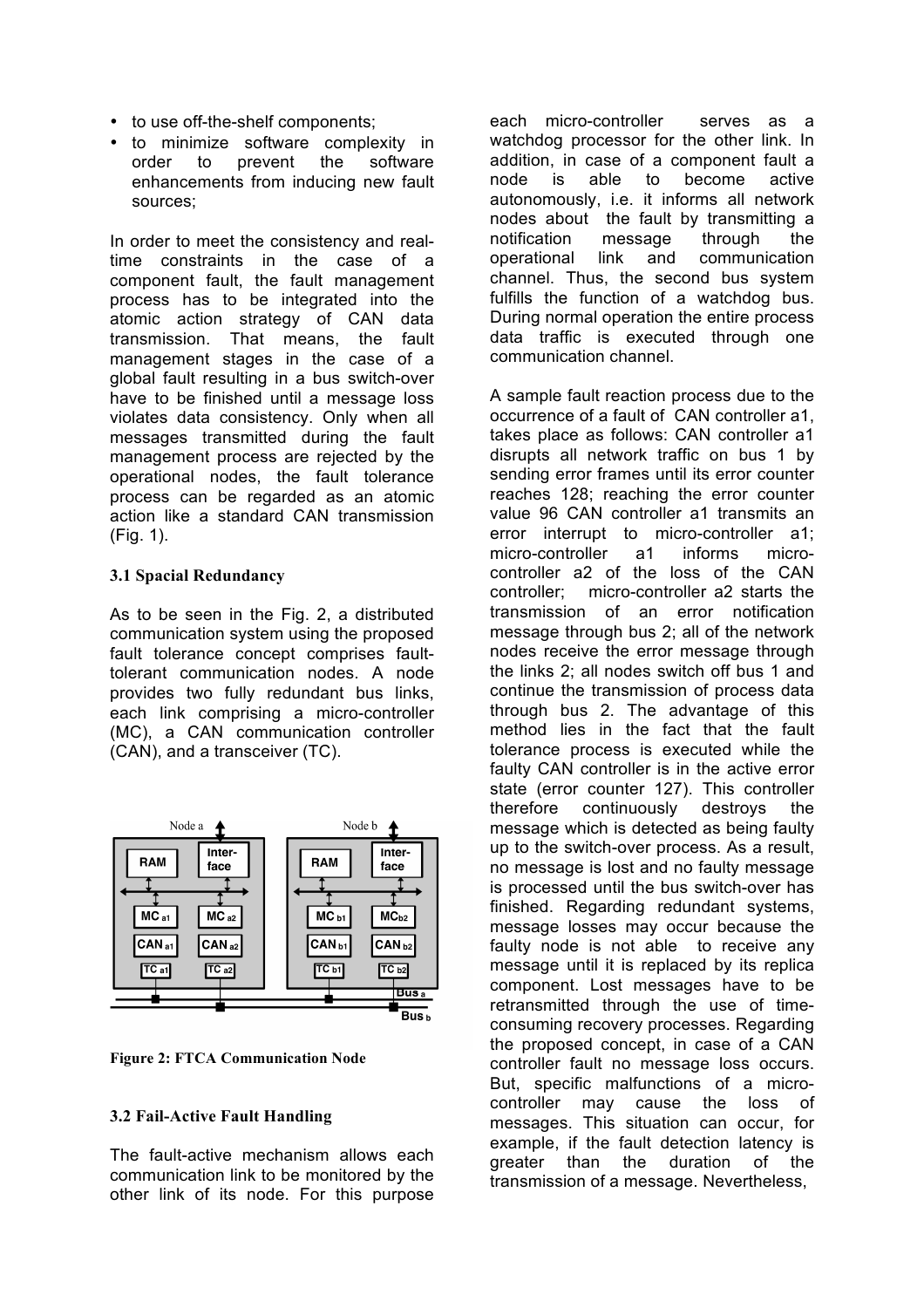- to use off-the-shelf components;
- to minimize software complexity in order to prevent the software enhancements from inducing new fault sources;

In order to meet the consistency and real-time constraints in the case of a component fault, the fault management process has to be integrated into the atomic action strategy of CAN data transmission. That means, the fault management stages in the case of a global fault resulting in a bus switch-over have to be finished until a message loss violates data consistency. Only when all messages transmitted during the fault management process are rejected by the operational nodes, the fault tolerance process can be regarded as an atomic action like a standard CAN transmission (Fig. 1).

### 3.1 Spacial Redundancy

As to be seen in the Fig. 2, a distributed communication system using the proposed fault tolerance concept comprises fault-tolerant communication nodes. A node provides two fully redundant bus links, each link comprising a micro-controller (MC), a CAN communication controller (CAN), and a transceiver (TC).

Figure 2: FTCA Communication Node

### 3.2 Fail-Active Fault Handling

The fault-active mechanism allows each communication link to be monitored by the other link of its node. For this purpose each micro-controller serves as a watchdog processor for the other link. In addition, in case of a component fault a node is able to become active autonomously, i.e. it informs all network nodes about the fault by transmitting a notification message through the operational link and communication channel. Thus, the second bus system fulfills the function of a watchdog bus. During normal operation the entire process data traffic is executed through one communication channel.

A sample fault reaction process due to the occurrence of a fault of CAN controller a1, takes place as follows: CAN controller a1 disrupts all network traffic on bus 1 by sending error frames until its error counter reaches 128; reaching the error counter value 96 CAN controller a1 transmits an error interrupt to micro-controller a1; micro-controller a1 informs micro-controller a2 of the loss of the CAN controller; micro-controller a2 starts the transmission of an error notification message through bus 2; all of the network nodes receive the error message through the links 2; all nodes switch off bus 1 and continue the transmission of process data through bus 2. The advantage of this method lies in the fact that the fault tolerance process is executed while the faulty CAN controller is in the active error state (error counter 127). This controller therefore continuously destroys the message which is detected as being faulty up to the switch-over process. As a result, no message is lost and no faulty message is processed until the bus switch-over has finished. Regarding redundant systems, message losses may occur because the faulty node is not able to receive any message until it is replaced by its replica component. Lost messages have to be retransmitted through the use of time-consuming recovery processes. Regarding the proposed concept, in case of a CAN controller fault no message loss occurs. But, specific malfunctions of a micro-controller may cause the loss of messages. This situation can occur, for example, if the fault detection latency is greater than the duration of the transmission of a message. Nevertheless,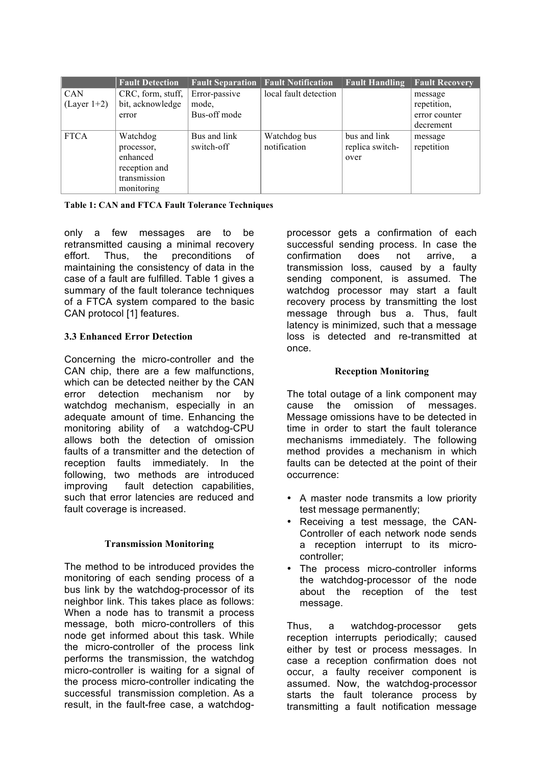|  | Fault Detection | Fault Separation | Fault Notification | Fault Handling | Fault Recovery |
|---|---|---|---|---|---|
| CAN (Layer 1+2) | CRC, form, stuff, bit, acknowledge error | Error-passive mode, Bus-off mode | local fault detection |  | message repetition, error counter decrement |
| FTCA | Watchdog processor, enhanced reception and transmission monitoring | Bus and link switch-off | Watchdog bus notification | bus and link replica switch-over | message repetition |

**Table 1: CAN and FTCA Fault Tolerance Techniques**

only a few messages are to be retransmitted causing a minimal recovery effort. Thus, the preconditions of maintaining the consistency of data in the case of a fault are fulfilled. Table 1 gives a summary of the fault tolerance techniques of a FTCA system compared to the basic CAN protocol [1] features.

### 3.3 Enhanced Error Detection

Concerning the micro-controller and the CAN chip, there are a few malfunctions, which can be detected neither by the CAN error detection mechanism nor by watchdog mechanism, especially in an adequate amount of time. Enhancing the monitoring ability of a watchdog-CPU allows both the detection of omission faults of a transmitter and the detection of reception faults immediately. In the following, two methods are introduced improving fault detection capabilities, such that error latencies are reduced and fault coverage is increased.

#### Transmission Monitoring

The method to be introduced provides the monitoring of each sending process of a bus link by the watchdog-processor of its neighbor link. This takes place as follows: When a node has to transmit a process message, both micro-controllers of this node get informed about this task. While the micro-controller of the process link performs the transmission, the watchdog micro-controller is waiting for a signal of the process micro-controller indicating the successful transmission completion. As a result, in the fault-free case, a watchdog-processor gets a confirmation of each successful sending process. In case the confirmation does not arrive, a transmission loss, caused by a faulty sending component, is assumed. The watchdog processor may start a fault recovery process by transmitting the lost message through bus a. Thus, fault latency is minimized, such that a message loss is detected and re-transmitted at once.

#### Reception Monitoring

The total outage of a link component may cause the omission of messages. Message omissions have to be detected in time in order to start the fault tolerance mechanisms immediately. The following method provides a mechanism in which faults can be detected at the point of their occurrence:

- A master node transmits a low priority test message permanently;
- Receiving a test message, the CAN-Controller of each network node sends a reception interrupt to its micro-controller;
- The process micro-controller informs the watchdog-processor of the node about the reception of the test message.

Thus, a watchdog-processor gets reception interrupts periodically; caused either by test or process messages. In case a reception confirmation does not occur, a faulty receiver component is assumed. Now, the watchdog-processor starts the fault tolerance process by transmitting a fault notification message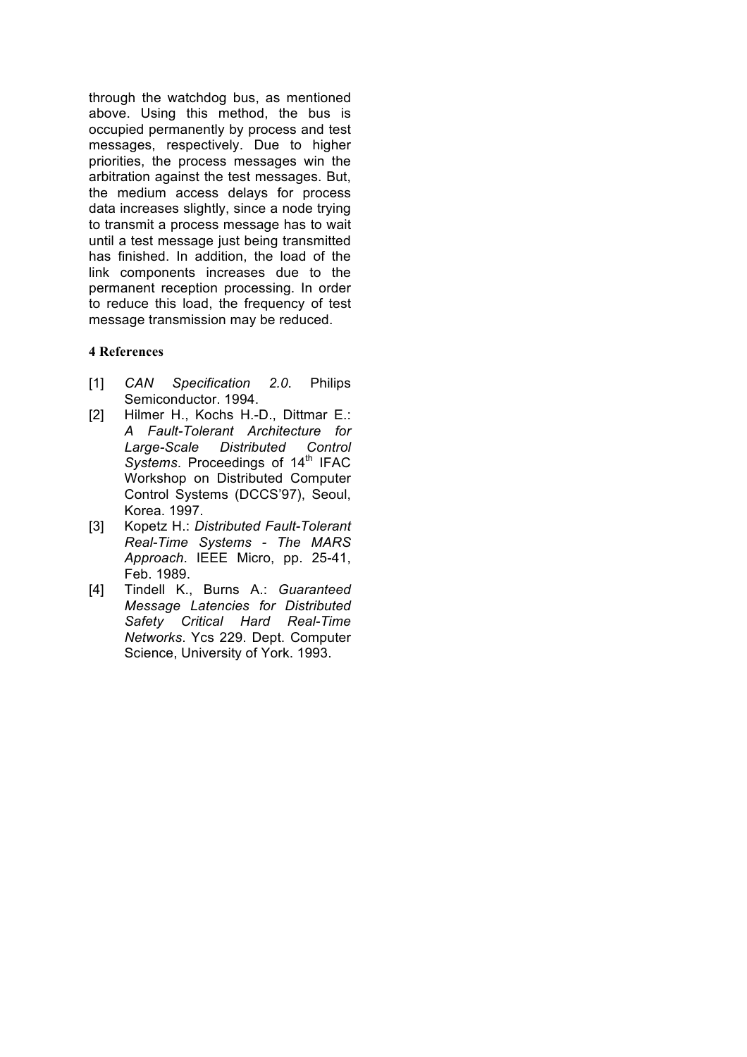through the watchdog bus, as mentioned above. Using this method, the bus is occupied permanently by process and test messages, respectively. Due to higher priorities, the process messages win the arbitration against the test messages. But, the medium access delays for process data increases slightly, since a node trying to transmit a process message has to wait until a test message just being transmitted has finished. In addition, the load of the link components increases due to the permanent reception processing. In order to reduce this load, the frequency of test message transmission may be reduced.

## 4 References

[1] *CAN Specification 2.0*. Philips Semiconductor. 1994.

[2] Hilmer H., Kochs H.-D., Dittmar E.: *A Fault-Tolerant Architecture for Large-Scale Distributed Control Systems*. Proceedings of 14th IFAC Workshop on Distributed Computer Control Systems (DCCS'97), Seoul, Korea. 1997.

[3] Kopetz H.: *Distributed Fault-Tolerant Real-Time Systems - The MARS Approach*. IEEE Micro, pp. 25-41, Feb. 1989.

[4] Tindell K., Burns A.: *Guaranteed Message Latencies for Distributed Safety Critical Hard Real-Time Networks*. Ycs 229. Dept. Computer Science, University of York. 1993.